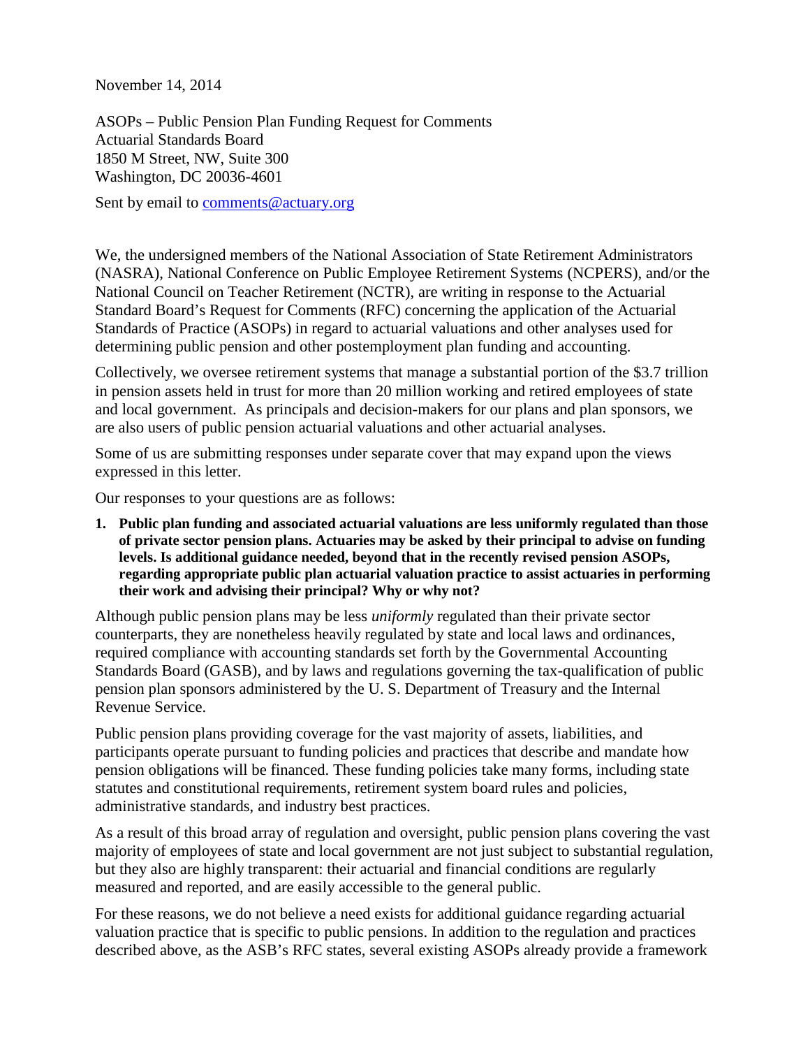November 14, 2014

ASOPs – Public Pension Plan Funding Request for Comments
Actuarial Standards Board
1850 M Street, NW, Suite 300
Washington, DC 20036-4601

Sent by email to comments@actuary.org

We, the undersigned members of the National Association of State Retirement Administrators (NASRA), National Conference on Public Employee Retirement Systems (NCPERS), and/or the National Council on Teacher Retirement (NCTR), are writing in response to the Actuarial Standard Board's Request for Comments (RFC) concerning the application of the Actuarial Standards of Practice (ASOPs) in regard to actuarial valuations and other analyses used for determining public pension and other postemployment plan funding and accounting.

Collectively, we oversee retirement systems that manage a substantial portion of the $3.7 trillion in pension assets held in trust for more than 20 million working and retired employees of state and local government. As principals and decision-makers for our plans and plan sponsors, we are also users of public pension actuarial valuations and other actuarial analyses.

Some of us are submitting responses under separate cover that may expand upon the views expressed in this letter.

Our responses to your questions are as follows:

1. **Public plan funding and associated actuarial valuations are less uniformly regulated than those of private sector pension plans. Actuaries may be asked by their principal to advise on funding levels. Is additional guidance needed, beyond that in the recently revised pension ASOPs, regarding appropriate public plan actuarial valuation practice to assist actuaries in performing their work and advising their principal? Why or why not?**

Although public pension plans may be less *uniformly* regulated than their private sector counterparts, they are nonetheless heavily regulated by state and local laws and ordinances, required compliance with accounting standards set forth by the Governmental Accounting Standards Board (GASB), and by laws and regulations governing the tax-qualification of public pension plan sponsors administered by the U. S. Department of Treasury and the Internal Revenue Service.

Public pension plans providing coverage for the vast majority of assets, liabilities, and participants operate pursuant to funding policies and practices that describe and mandate how pension obligations will be financed. These funding policies take many forms, including state statutes and constitutional requirements, retirement system board rules and policies, administrative standards, and industry best practices.

As a result of this broad array of regulation and oversight, public pension plans covering the vast majority of employees of state and local government are not just subject to substantial regulation, but they also are highly transparent: their actuarial and financial conditions are regularly measured and reported, and are easily accessible to the general public.

For these reasons, we do not believe a need exists for additional guidance regarding actuarial valuation practice that is specific to public pensions. In addition to the regulation and practices described above, as the ASB's RFC states, several existing ASOPs already provide a framework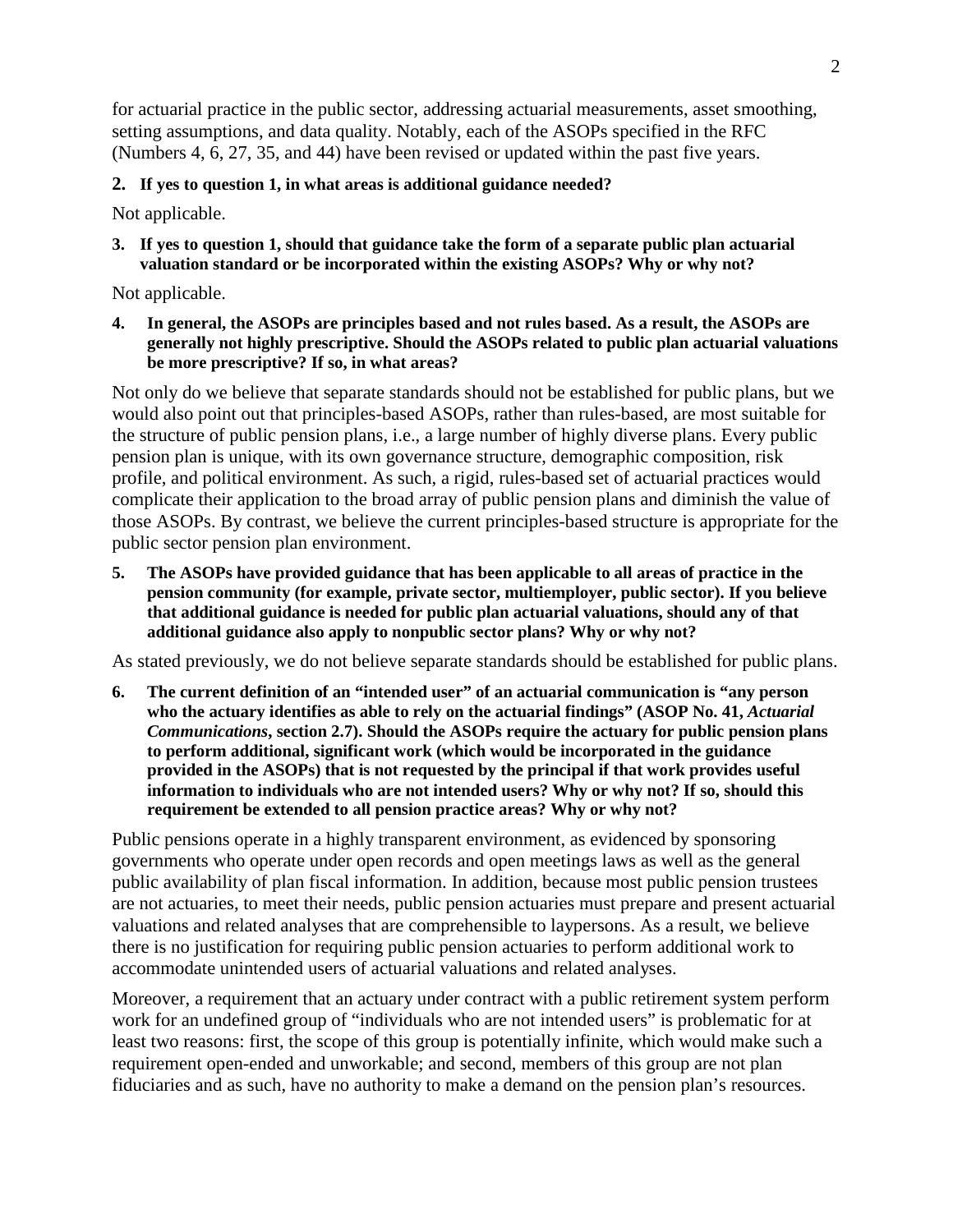for actuarial practice in the public sector, addressing actuarial measurements, asset smoothing, setting assumptions, and data quality. Notably, each of the ASOPs specified in the RFC (Numbers 4, 6, 27, 35, and 44) have been revised or updated within the past five years.

**2. If yes to question 1, in what areas is additional guidance needed?**

Not applicable.

**3. If yes to question 1, should that guidance take the form of a separate public plan actuarial valuation standard or be incorporated within the existing ASOPs? Why or why not?**

Not applicable.

**4. In general, the ASOPs are principles based and not rules based. As a result, the ASOPs are generally not highly prescriptive. Should the ASOPs related to public plan actuarial valuations be more prescriptive? If so, in what areas?**

Not only do we believe that separate standards should not be established for public plans, but we would also point out that principles-based ASOPs, rather than rules-based, are most suitable for the structure of public pension plans, i.e., a large number of highly diverse plans. Every public pension plan is unique, with its own governance structure, demographic composition, risk profile, and political environment. As such, a rigid, rules-based set of actuarial practices would complicate their application to the broad array of public pension plans and diminish the value of those ASOPs. By contrast, we believe the current principles-based structure is appropriate for the public sector pension plan environment.

**5. The ASOPs have provided guidance that has been applicable to all areas of practice in the pension community (for example, private sector, multiemployer, public sector). If you believe that additional guidance is needed for public plan actuarial valuations, should any of that additional guidance also apply to nonpublic sector plans? Why or why not?**

As stated previously, we do not believe separate standards should be established for public plans.

**6. The current definition of an "intended user" of an actuarial communication is "any person who the actuary identifies as able to rely on the actuarial findings" (ASOP No. 41, *Actuarial Communications*, section 2.7). Should the ASOPs require the actuary for public pension plans to perform additional, significant work (which would be incorporated in the guidance provided in the ASOPs) that is not requested by the principal if that work provides useful information to individuals who are not intended users? Why or why not? If so, should this requirement be extended to all pension practice areas? Why or why not?**

Public pensions operate in a highly transparent environment, as evidenced by sponsoring governments who operate under open records and open meetings laws as well as the general public availability of plan fiscal information. In addition, because most public pension trustees are not actuaries, to meet their needs, public pension actuaries must prepare and present actuarial valuations and related analyses that are comprehensible to laypersons. As a result, we believe there is no justification for requiring public pension actuaries to perform additional work to accommodate unintended users of actuarial valuations and related analyses.

Moreover, a requirement that an actuary under contract with a public retirement system perform work for an undefined group of "individuals who are not intended users" is problematic for at least two reasons: first, the scope of this group is potentially infinite, which would make such a requirement open-ended and unworkable; and second, members of this group are not plan fiduciaries and as such, have no authority to make a demand on the pension plan's resources.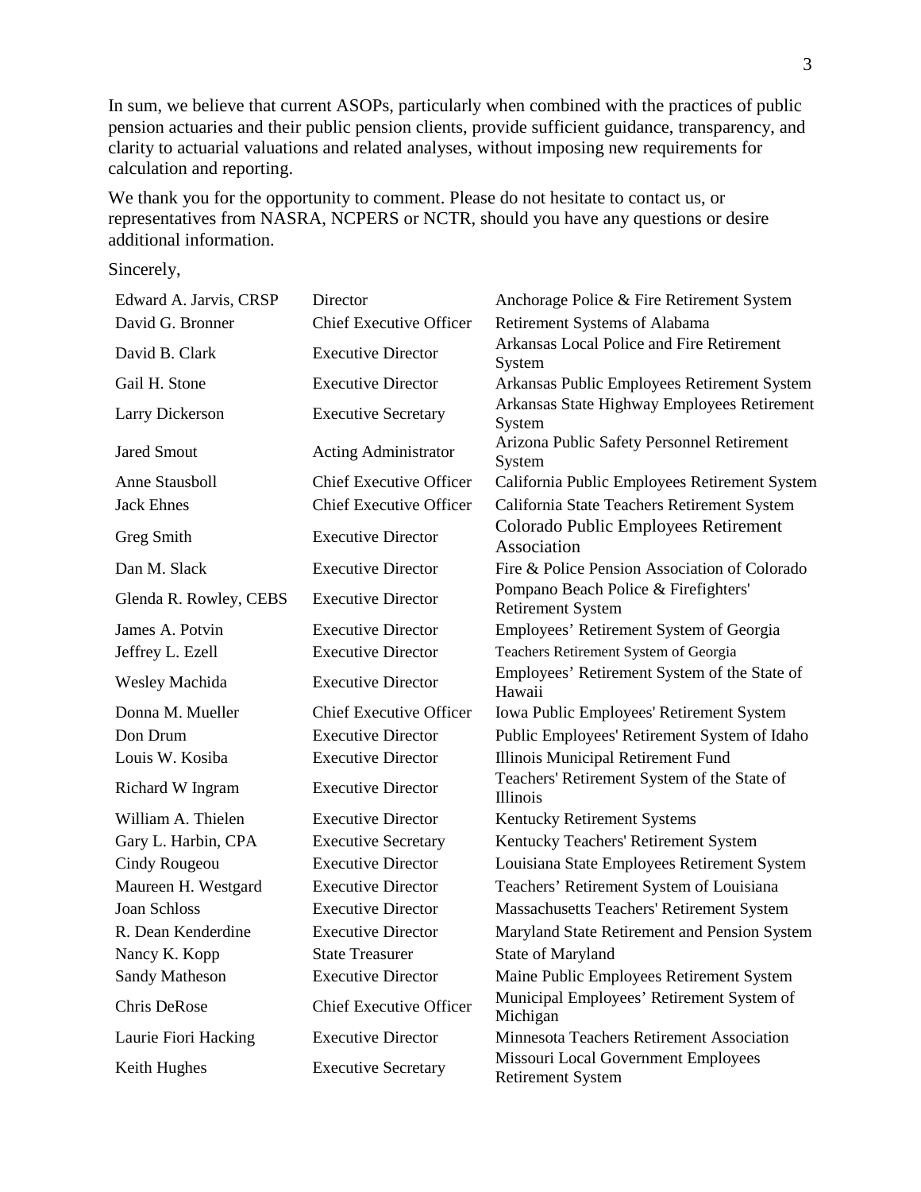In sum, we believe that current ASOPs, particularly when combined with the practices of public pension actuaries and their public pension clients, provide sufficient guidance, transparency, and clarity to actuarial valuations and related analyses, without imposing new requirements for calculation and reporting.

We thank you for the opportunity to comment. Please do not hesitate to contact us, or representatives from NASRA, NCPERS or NCTR, should you have any questions or desire additional information.

Sincerely,

| | | |
|---|---|---|
| Edward A. Jarvis, CRSP | Director | Anchorage Police & Fire Retirement System |
| David G. Bronner | Chief Executive Officer | Retirement Systems of Alabama |
| David B. Clark | Executive Director | Arkansas Local Police and Fire Retirement System |
| Gail H. Stone | Executive Director | Arkansas Public Employees Retirement System |
| Larry Dickerson | Executive Secretary | Arkansas State Highway Employees Retirement System |
| Jared Smout | Acting Administrator | Arizona Public Safety Personnel Retirement System |
| Anne Stausboll | Chief Executive Officer | California Public Employees Retirement System |
| Jack Ehnes | Chief Executive Officer | California State Teachers Retirement System |
| Greg Smith | Executive Director | Colorado Public Employees Retirement Association |
| Dan M. Slack | Executive Director | Fire & Police Pension Association of Colorado |
| Glenda R. Rowley, CEBS | Executive Director | Pompano Beach Police & Firefighters' Retirement System |
| James A. Potvin | Executive Director | Employees' Retirement System of Georgia |
| Jeffrey L. Ezell | Executive Director | Teachers Retirement System of Georgia |
| Wesley Machida | Executive Director | Employees' Retirement System of the State of Hawaii |
| Donna M. Mueller | Chief Executive Officer | Iowa Public Employees' Retirement System |
| Don Drum | Executive Director | Public Employees' Retirement System of Idaho |
| Louis W. Kosiba | Executive Director | Illinois Municipal Retirement Fund |
| Richard W Ingram | Executive Director | Teachers' Retirement System of the State of Illinois |
| William A. Thielen | Executive Director | Kentucky Retirement Systems |
| Gary L. Harbin, CPA | Executive Secretary | Kentucky Teachers' Retirement System |
| Cindy Rougeou | Executive Director | Louisiana State Employees Retirement System |
| Maureen H. Westgard | Executive Director | Teachers' Retirement System of Louisiana |
| Joan Schloss | Executive Director | Massachusetts Teachers' Retirement System |
| R. Dean Kenderdine | Executive Director | Maryland State Retirement and Pension System |
| Nancy K. Kopp | State Treasurer | State of Maryland |
| Sandy Matheson | Executive Director | Maine Public Employees Retirement System |
| Chris DeRose | Chief Executive Officer | Municipal Employees' Retirement System of Michigan |
| Laurie Fiori Hacking | Executive Director | Minnesota Teachers Retirement Association |
| Keith Hughes | Executive Secretary | Missouri Local Government Employees Retirement System |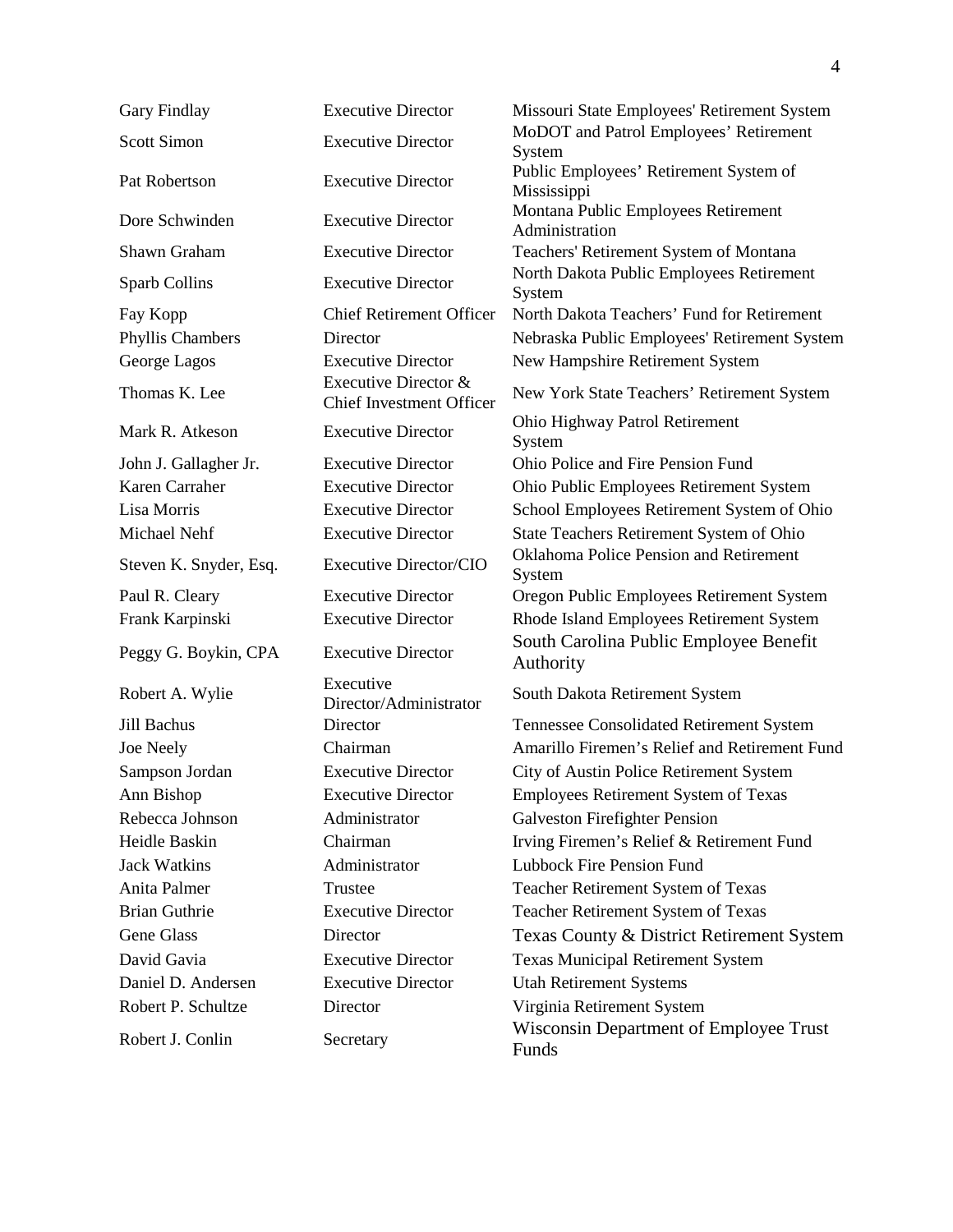| | | |
|---|---|---|
| Gary Findlay | Executive Director | Missouri State Employees' Retirement System |
| Scott Simon | Executive Director | MoDOT and Patrol Employees' Retirement System |
| Pat Robertson | Executive Director | Public Employees' Retirement System of Mississippi |
| Dore Schwinden | Executive Director | Montana Public Employees Retirement Administration |
| Shawn Graham | Executive Director | Teachers' Retirement System of Montana |
| Sparb Collins | Executive Director | North Dakota Public Employees Retirement System |
| Fay Kopp | Chief Retirement Officer | North Dakota Teachers' Fund for Retirement |
| Phyllis Chambers | Director | Nebraska Public Employees' Retirement System |
| George Lagos | Executive Director | New Hampshire Retirement System |
| Thomas K. Lee | Executive Director & Chief Investment Officer | New York State Teachers' Retirement System |
| Mark R. Atkeson | Executive Director | Ohio Highway Patrol Retirement System |
| John J. Gallagher Jr. | Executive Director | Ohio Police and Fire Pension Fund |
| Karen Carraher | Executive Director | Ohio Public Employees Retirement System |
| Lisa Morris | Executive Director | School Employees Retirement System of Ohio |
| Michael Nehf | Executive Director | State Teachers Retirement System of Ohio |
| Steven K. Snyder, Esq. | Executive Director/CIO | Oklahoma Police Pension and Retirement System |
| Paul R. Cleary | Executive Director | Oregon Public Employees Retirement System |
| Frank Karpinski | Executive Director | Rhode Island Employees Retirement System |
| Peggy G. Boykin, CPA | Executive Director | South Carolina Public Employee Benefit Authority |
| Robert A. Wylie | Executive Director/Administrator | South Dakota Retirement System |
| Jill Bachus | Director | Tennessee Consolidated Retirement System |
| Joe Neely | Chairman | Amarillo Firemen's Relief and Retirement Fund |
| Sampson Jordan | Executive Director | City of Austin Police Retirement System |
| Ann Bishop | Executive Director | Employees Retirement System of Texas |
| Rebecca Johnson | Administrator | Galveston Firefighter Pension |
| Heidle Baskin | Chairman | Irving Firemen's Relief & Retirement Fund |
| Jack Watkins | Administrator | Lubbock Fire Pension Fund |
| Anita Palmer | Trustee | Teacher Retirement System of Texas |
| Brian Guthrie | Executive Director | Teacher Retirement System of Texas |
| Gene Glass | Director | Texas County & District Retirement System |
| David Gavia | Executive Director | Texas Municipal Retirement System |
| Daniel D. Andersen | Executive Director | Utah Retirement Systems |
| Robert P. Schultze | Director | Virginia Retirement System |
| Robert J. Conlin | Secretary | Wisconsin Department of Employee Trust Funds |